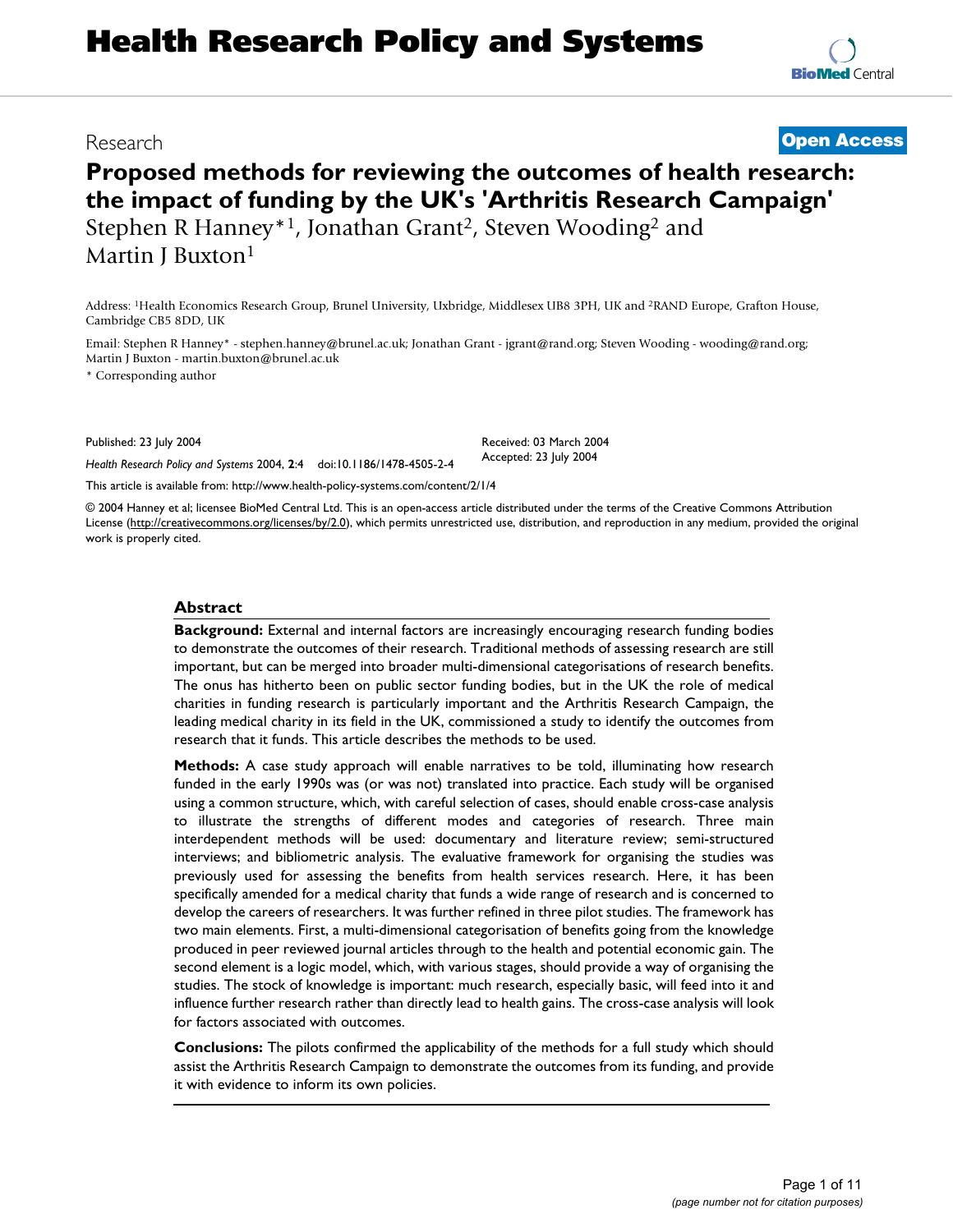# Health Research Policy and Systems

Research

Open Access

## Proposed methods for reviewing the outcomes of health research: the impact of funding by the UK's 'Arthritis Research Campaign'

Stephen R Hanney*[1], Jonathan Grant[2], Steven Wooding[2] and Martin J Buxton[1]

Address: [1]Health Economics Research Group, Brunel University, Uxbridge, Middlesex UB8 3PH, UK and [2]RAND Europe, Grafton House, Cambridge CB5 8DD, UK

Email: Stephen R Hanney* - stephen.hanney@brunel.ac.uk; Jonathan Grant - jgrant@rand.org; Steven Wooding - wooding@rand.org; Martin J Buxton - martin.buxton@brunel.ac.uk

\* Corresponding author

Published: 23 July 2004

*Health Research Policy and Systems* 2004, **2**:4 doi:10.1186/1478-4505-2-4

Received: 03 March 2004
Accepted: 23 July 2004

This article is available from: http://www.health-policy-systems.com/content/2/1/4

© 2004 Hanney et al; licensee BioMed Central Ltd. This is an open-access article distributed under the terms of the Creative Commons Attribution License (http://creativecommons.org/licenses/by/2.0), which permits unrestricted use, distribution, and reproduction in any medium, provided the original work is properly cited.

### Abstract

**Background:** External and internal factors are increasingly encouraging research funding bodies to demonstrate the outcomes of their research. Traditional methods of assessing research are still important, but can be merged into broader multi-dimensional categorisations of research benefits. The onus has hitherto been on public sector funding bodies, but in the UK the role of medical charities in funding research is particularly important and the Arthritis Research Campaign, the leading medical charity in its field in the UK, commissioned a study to identify the outcomes from research that it funds. This article describes the methods to be used.

**Methods:** A case study approach will enable narratives to be told, illuminating how research funded in the early 1990s was (or was not) translated into practice. Each study will be organised using a common structure, which, with careful selection of cases, should enable cross-case analysis to illustrate the strengths of different modes and categories of research. Three main interdependent methods will be used: documentary and literature review; semi-structured interviews; and bibliometric analysis. The evaluative framework for organising the studies was previously used for assessing the benefits from health services research. Here, it has been specifically amended for a medical charity that funds a wide range of research and is concerned to develop the careers of researchers. It was further refined in three pilot studies. The framework has two main elements. First, a multi-dimensional categorisation of benefits going from the knowledge produced in peer reviewed journal articles through to the health and potential economic gain. The second element is a logic model, which, with various stages, should provide a way of organising the studies. The stock of knowledge is important: much research, especially basic, will feed into it and influence further research rather than directly lead to health gains. The cross-case analysis will look for factors associated with outcomes.

**Conclusions:** The pilots confirmed the applicability of the methods for a full study which should assist the Arthritis Research Campaign to demonstrate the outcomes from its funding, and provide it with evidence to inform its own policies.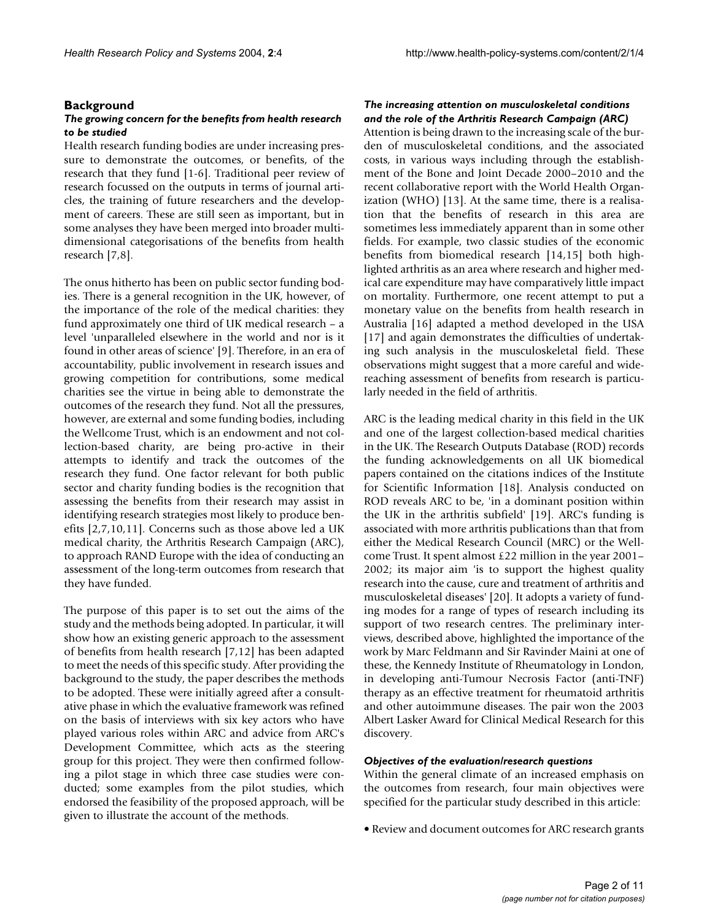## Background

### *The growing concern for the benefits from health research to be studied*

Health research funding bodies are under increasing pressure to demonstrate the outcomes, or benefits, of the research that they fund [1-6]. Traditional peer review of research focussed on the outputs in terms of journal articles, the training of future researchers and the development of careers. These are still seen as important, but in some analyses they have been merged into broader multidimensional categorisations of the benefits from health research [7,8].

The onus hitherto has been on public sector funding bodies. There is a general recognition in the UK, however, of the importance of the role of the medical charities: they fund approximately one third of UK medical research – a level 'unparalleled elsewhere in the world and nor is it found in other areas of science' [9]. Therefore, in an era of accountability, public involvement in research issues and growing competition for contributions, some medical charities see the virtue in being able to demonstrate the outcomes of the research they fund. Not all the pressures, however, are external and some funding bodies, including the Wellcome Trust, which is an endowment and not collection-based charity, are being pro-active in their attempts to identify and track the outcomes of the research they fund. One factor relevant for both public sector and charity funding bodies is the recognition that assessing the benefits from their research may assist in identifying research strategies most likely to produce benefits [2,7,10,11]. Concerns such as those above led a UK medical charity, the Arthritis Research Campaign (ARC), to approach RAND Europe with the idea of conducting an assessment of the long-term outcomes from research that they have funded.

The purpose of this paper is to set out the aims of the study and the methods being adopted. In particular, it will show how an existing generic approach to the assessment of benefits from health research [7,12] has been adapted to meet the needs of this specific study. After providing the background to the study, the paper describes the methods to be adopted. These were initially agreed after a consultative phase in which the evaluative framework was refined on the basis of interviews with six key actors who have played various roles within ARC and advice from ARC's Development Committee, which acts as the steering group for this project. They were then confirmed following a pilot stage in which three case studies were conducted; some examples from the pilot studies, which endorsed the feasibility of the proposed approach, will be given to illustrate the account of the methods.

### *The increasing attention on musculoskeletal conditions and the role of the Arthritis Research Campaign (ARC)*

Attention is being drawn to the increasing scale of the burden of musculoskeletal conditions, and the associated costs, in various ways including through the establishment of the Bone and Joint Decade 2000–2010 and the recent collaborative report with the World Health Organization (WHO) [13]. At the same time, there is a realisation that the benefits of research in this area are sometimes less immediately apparent than in some other fields. For example, two classic studies of the economic benefits from biomedical research [14,15] both highlighted arthritis as an area where research and higher medical care expenditure may have comparatively little impact on mortality. Furthermore, one recent attempt to put a monetary value on the benefits from health research in Australia [16] adapted a method developed in the USA [17] and again demonstrates the difficulties of undertaking such analysis in the musculoskeletal field. These observations might suggest that a more careful and wide-reaching assessment of benefits from research is particularly needed in the field of arthritis.

ARC is the leading medical charity in this field in the UK and one of the largest collection-based medical charities in the UK. The Research Outputs Database (ROD) records the funding acknowledgements on all UK biomedical papers contained on the citations indices of the Institute for Scientific Information [18]. Analysis conducted on ROD reveals ARC to be, 'in a dominant position within the UK in the arthritis subfield' [19]. ARC's funding is associated with more arthritis publications than that from either the Medical Research Council (MRC) or the Wellcome Trust. It spent almost £22 million in the year 2001–2002; its major aim 'is to support the highest quality research into the cause, cure and treatment of arthritis and musculoskeletal diseases' [20]. It adopts a variety of funding modes for a range of types of research including its support of two research centres. The preliminary interviews, described above, highlighted the importance of the work by Marc Feldmann and Sir Ravinder Maini at one of these, the Kennedy Institute of Rheumatology in London, in developing anti-Tumour Necrosis Factor (anti-TNF) therapy as an effective treatment for rheumatoid arthritis and other autoimmune diseases. The pair won the 2003 Albert Lasker Award for Clinical Medical Research for this discovery.

### *Objectives of the evaluation/research questions*

Within the general climate of an increased emphasis on the outcomes from research, four main objectives were specified for the particular study described in this article:

- Review and document outcomes for ARC research grants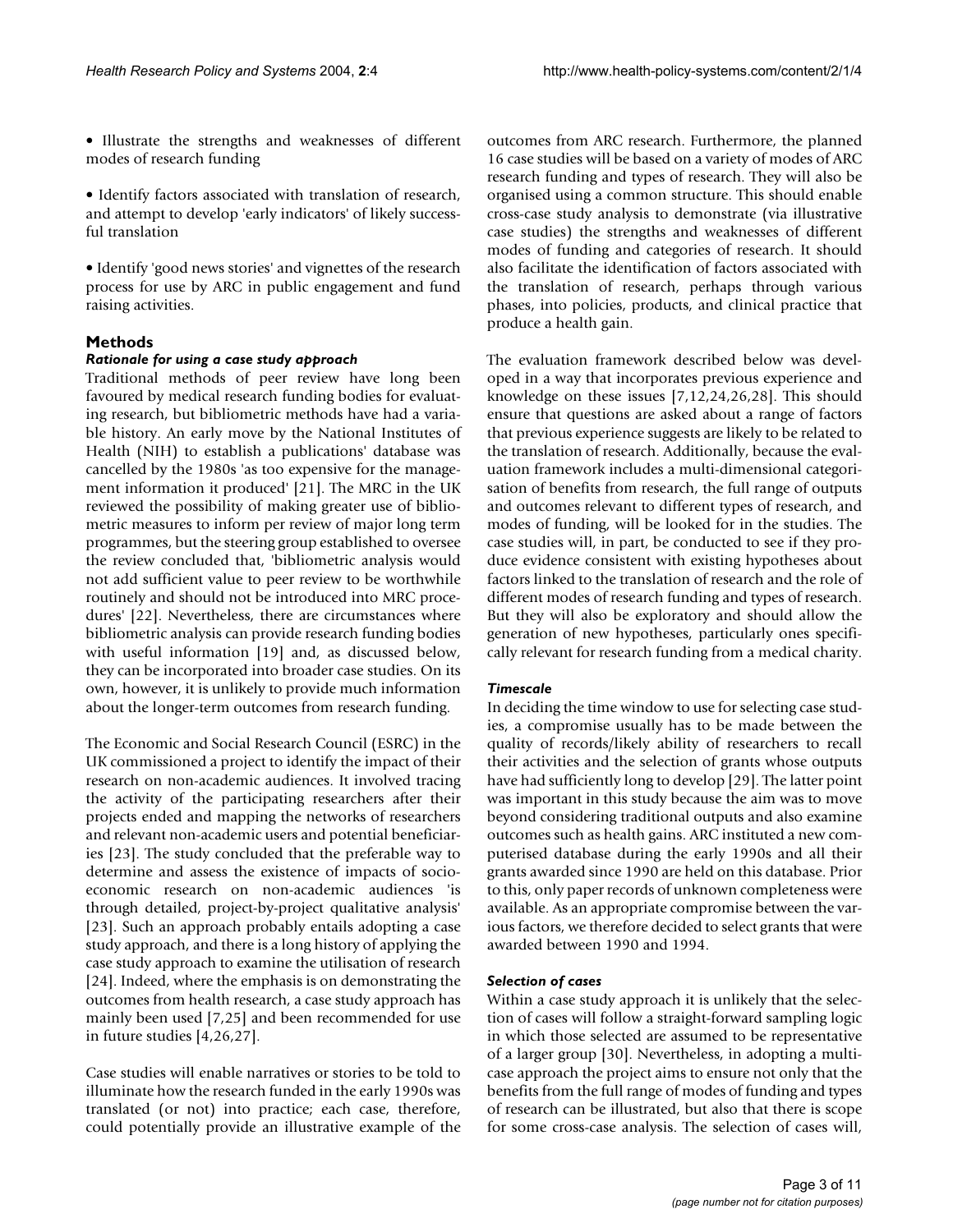- Illustrate the strengths and weaknesses of different modes of research funding

- Identify factors associated with translation of research, and attempt to develop 'early indicators' of likely successful translation

- Identify 'good news stories' and vignettes of the research process for use by ARC in public engagement and fund raising activities.

## Methods

### *Rationale for using a case study approach*

Traditional methods of peer review have long been favoured by medical research funding bodies for evaluating research, but bibliometric methods have had a variable history. An early move by the National Institutes of Health (NIH) to establish a publications' database was cancelled by the 1980s 'as too expensive for the management information it produced' [21]. The MRC in the UK reviewed the possibility of making greater use of bibliometric measures to inform per review of major long term programmes, but the steering group established to oversee the review concluded that, 'bibliometric analysis would not add sufficient value to peer review to be worthwhile routinely and should not be introduced into MRC procedures' [22]. Nevertheless, there are circumstances where bibliometric analysis can provide research funding bodies with useful information [19] and, as discussed below, they can be incorporated into broader case studies. On its own, however, it is unlikely to provide much information about the longer-term outcomes from research funding.

The Economic and Social Research Council (ESRC) in the UK commissioned a project to identify the impact of their research on non-academic audiences. It involved tracing the activity of the participating researchers after their projects ended and mapping the networks of researchers and relevant non-academic users and potential beneficiaries [23]. The study concluded that the preferable way to determine and assess the existence of impacts of socio-economic research on non-academic audiences 'is through detailed, project-by-project qualitative analysis' [23]. Such an approach probably entails adopting a case study approach, and there is a long history of applying the case study approach to examine the utilisation of research [24]. Indeed, where the emphasis is on demonstrating the outcomes from health research, a case study approach has mainly been used [7,25] and been recommended for use in future studies [4,26,27].

Case studies will enable narratives or stories to be told to illuminate how the research funded in the early 1990s was translated (or not) into practice; each case, therefore, could potentially provide an illustrative example of the outcomes from ARC research. Furthermore, the planned 16 case studies will be based on a variety of modes of ARC research funding and types of research. They will also be organised using a common structure. This should enable cross-case study analysis to demonstrate (via illustrative case studies) the strengths and weaknesses of different modes of funding and categories of research. It should also facilitate the identification of factors associated with the translation of research, perhaps through various phases, into policies, products, and clinical practice that produce a health gain.

The evaluation framework described below was developed in a way that incorporates previous experience and knowledge on these issues [7,12,24,26,28]. This should ensure that questions are asked about a range of factors that previous experience suggests are likely to be related to the translation of research. Additionally, because the evaluation framework includes a multi-dimensional categorisation of benefits from research, the full range of outputs and outcomes relevant to different types of research, and modes of funding, will be looked for in the studies. The case studies will, in part, be conducted to see if they produce evidence consistent with existing hypotheses about factors linked to the translation of research and the role of different modes of research funding and types of research. But they will also be exploratory and should allow the generation of new hypotheses, particularly ones specifically relevant for research funding from a medical charity.

### *Timescale*

In deciding the time window to use for selecting case studies, a compromise usually has to be made between the quality of records/likely ability of researchers to recall their activities and the selection of grants whose outputs have had sufficiently long to develop [29]. The latter point was important in this study because the aim was to move beyond considering traditional outputs and also examine outcomes such as health gains. ARC instituted a new computerised database during the early 1990s and all their grants awarded since 1990 are held on this database. Prior to this, only paper records of unknown completeness were available. As an appropriate compromise between the various factors, we therefore decided to select grants that were awarded between 1990 and 1994.

### *Selection of cases*

Within a case study approach it is unlikely that the selection of cases will follow a straight-forward sampling logic in which those selected are assumed to be representative of a larger group [30]. Nevertheless, in adopting a multi-case approach the project aims to ensure not only that the benefits from the full range of modes of funding and types of research can be illustrated, but also that there is scope for some cross-case analysis. The selection of cases will,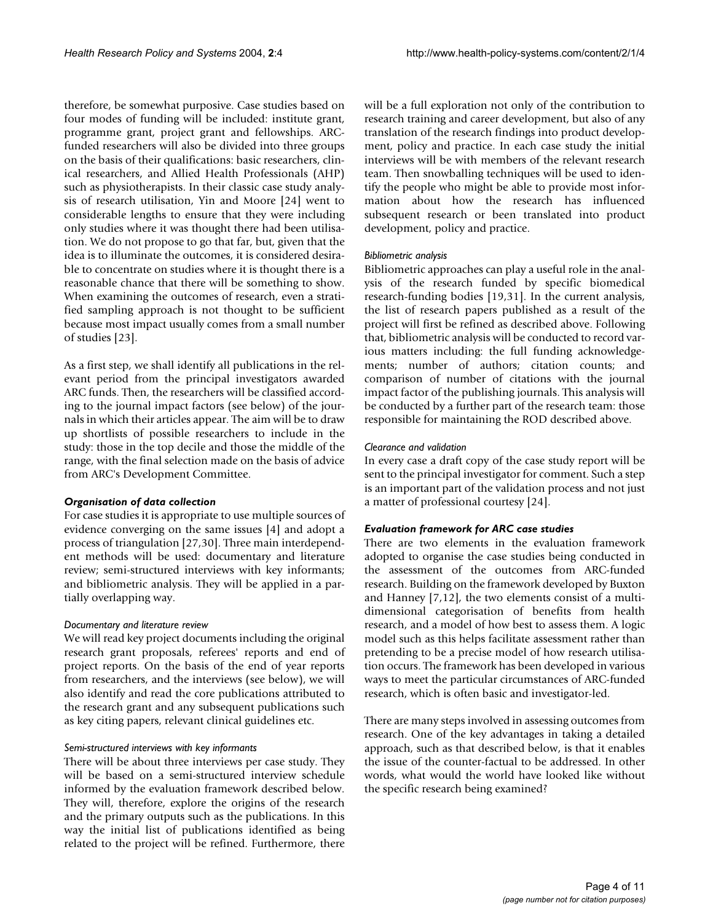therefore, be somewhat purposive. Case studies based on four modes of funding will be included: institute grant, programme grant, project grant and fellowships. ARC-funded researchers will also be divided into three groups on the basis of their qualifications: basic researchers, clinical researchers, and Allied Health Professionals (AHP) such as physiotherapists. In their classic case study analysis of research utilisation, Yin and Moore [24] went to considerable lengths to ensure that they were including only studies where it was thought there had been utilisation. We do not propose to go that far, but, given that the idea is to illuminate the outcomes, it is considered desirable to concentrate on studies where it is thought there is a reasonable chance that there will be something to show. When examining the outcomes of research, even a stratified sampling approach is not thought to be sufficient because most impact usually comes from a small number of studies [23].

As a first step, we shall identify all publications in the relevant period from the principal investigators awarded ARC funds. Then, the researchers will be classified according to the journal impact factors (see below) of the journals in which their articles appear. The aim will be to draw up shortlists of possible researchers to include in the study: those in the top decile and those the middle of the range, with the final selection made on the basis of advice from ARC's Development Committee.

### *Organisation of data collection*

For case studies it is appropriate to use multiple sources of evidence converging on the same issues [4] and adopt a process of triangulation [27,30]. Three main interdependent methods will be used: documentary and literature review; semi-structured interviews with key informants; and bibliometric analysis. They will be applied in a partially overlapping way.

#### *Documentary and literature review*

We will read key project documents including the original research grant proposals, referees' reports and end of project reports. On the basis of the end of year reports from researchers, and the interviews (see below), we will also identify and read the core publications attributed to the research grant and any subsequent publications such as key citing papers, relevant clinical guidelines etc.

#### *Semi-structured interviews with key informants*

There will be about three interviews per case study. They will be based on a semi-structured interview schedule informed by the evaluation framework described below. They will, therefore, explore the origins of the research and the primary outputs such as the publications. In this way the initial list of publications identified as being related to the project will be refined. Furthermore, there will be a full exploration not only of the contribution to research training and career development, but also of any translation of the research findings into product development, policy and practice. In each case study the initial interviews will be with members of the relevant research team. Then snowballing techniques will be used to identify the people who might be able to provide most information about how the research has influenced subsequent research or been translated into product development, policy and practice.

#### *Bibliometric analysis*

Bibliometric approaches can play a useful role in the analysis of the research funded by specific biomedical research-funding bodies [19,31]. In the current analysis, the list of research papers published as a result of the project will first be refined as described above. Following that, bibliometric analysis will be conducted to record various matters including: the full funding acknowledgements; number of authors; citation counts; and comparison of number of citations with the journal impact factor of the publishing journals. This analysis will be conducted by a further part of the research team: those responsible for maintaining the ROD described above.

#### *Clearance and validation*

In every case a draft copy of the case study report will be sent to the principal investigator for comment. Such a step is an important part of the validation process and not just a matter of professional courtesy [24].

### *Evaluation framework for ARC case studies*

There are two elements in the evaluation framework adopted to organise the case studies being conducted in the assessment of the outcomes from ARC-funded research. Building on the framework developed by Buxton and Hanney [7,12], the two elements consist of a multi-dimensional categorisation of benefits from health research, and a model of how best to assess them. A logic model such as this helps facilitate assessment rather than pretending to be a precise model of how research utilisation occurs. The framework has been developed in various ways to meet the particular circumstances of ARC-funded research, which is often basic and investigator-led.

There are many steps involved in assessing outcomes from research. One of the key advantages in taking a detailed approach, such as that described below, is that it enables the issue of the counter-factual to be addressed. In other words, what would the world have looked like without the specific research being examined?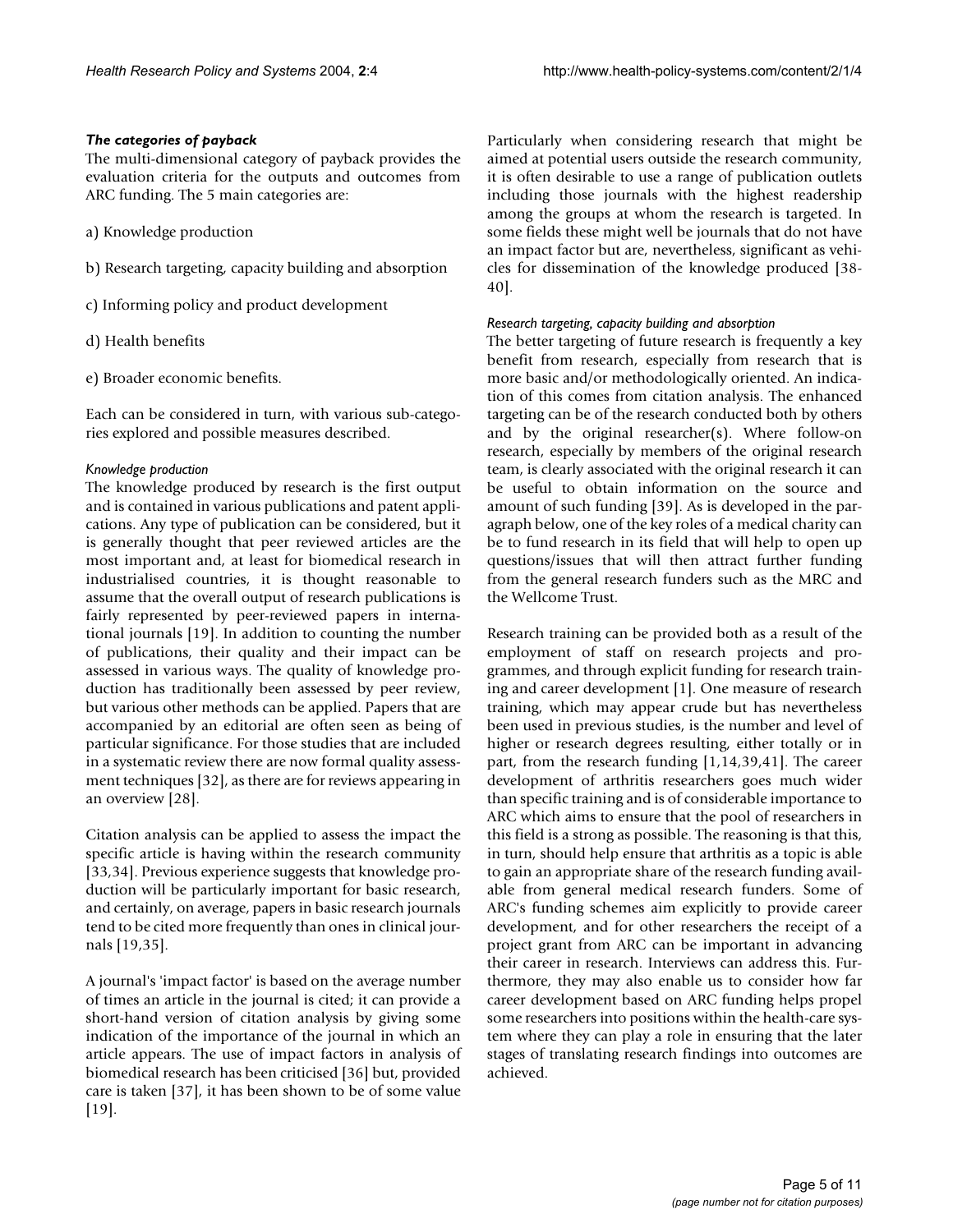### *The categories of payback*

The multi-dimensional category of payback provides the evaluation criteria for the outputs and outcomes from ARC funding. The 5 main categories are:

a) Knowledge production

b) Research targeting, capacity building and absorption

c) Informing policy and product development

d) Health benefits

e) Broader economic benefits.

Each can be considered in turn, with various sub-categories explored and possible measures described.

#### *Knowledge production*

The knowledge produced by research is the first output and is contained in various publications and patent applications. Any type of publication can be considered, but it is generally thought that peer reviewed articles are the most important and, at least for biomedical research in industrialised countries, it is thought reasonable to assume that the overall output of research publications is fairly represented by peer-reviewed papers in international journals [19]. In addition to counting the number of publications, their quality and their impact can be assessed in various ways. The quality of knowledge production has traditionally been assessed by peer review, but various other methods can be applied. Papers that are accompanied by an editorial are often seen as being of particular significance. For those studies that are included in a systematic review there are now formal quality assessment techniques [32], as there are for reviews appearing in an overview [28].

Citation analysis can be applied to assess the impact the specific article is having within the research community [33,34]. Previous experience suggests that knowledge production will be particularly important for basic research, and certainly, on average, papers in basic research journals tend to be cited more frequently than ones in clinical journals [19,35].

A journal's 'impact factor' is based on the average number of times an article in the journal is cited; it can provide a short-hand version of citation analysis by giving some indication of the importance of the journal in which an article appears. The use of impact factors in analysis of biomedical research has been criticised [36] but, provided care is taken [37], it has been shown to be of some value [19].

Particularly when considering research that might be aimed at potential users outside the research community, it is often desirable to use a range of publication outlets including those journals with the highest readership among the groups at whom the research is targeted. In some fields these might well be journals that do not have an impact factor but are, nevertheless, significant as vehicles for dissemination of the knowledge produced [38-40].

#### *Research targeting, capacity building and absorption*

The better targeting of future research is frequently a key benefit from research, especially from research that is more basic and/or methodologically oriented. An indication of this comes from citation analysis. The enhanced targeting can be of the research conducted both by others and by the original researcher(s). Where follow-on research, especially by members of the original research team, is clearly associated with the original research it can be useful to obtain information on the source and amount of such funding [39]. As is developed in the paragraph below, one of the key roles of a medical charity can be to fund research in its field that will help to open up questions/issues that will then attract further funding from the general research funders such as the MRC and the Wellcome Trust.

Research training can be provided both as a result of the employment of staff on research projects and programmes, and through explicit funding for research training and career development [1]. One measure of research training, which may appear crude but has nevertheless been used in previous studies, is the number and level of higher or research degrees resulting, either totally or in part, from the research funding [1,14,39,41]. The career development of arthritis researchers goes much wider than specific training and is of considerable importance to ARC which aims to ensure that the pool of researchers in this field is a strong as possible. The reasoning is that this, in turn, should help ensure that arthritis as a topic is able to gain an appropriate share of the research funding available from general medical research funders. Some of ARC's funding schemes aim explicitly to provide career development, and for other researchers the receipt of a project grant from ARC can be important in advancing their career in research. Interviews can address this. Furthermore, they may also enable us to consider how far career development based on ARC funding helps propel some researchers into positions within the health-care system where they can play a role in ensuring that the later stages of translating research findings into outcomes are achieved.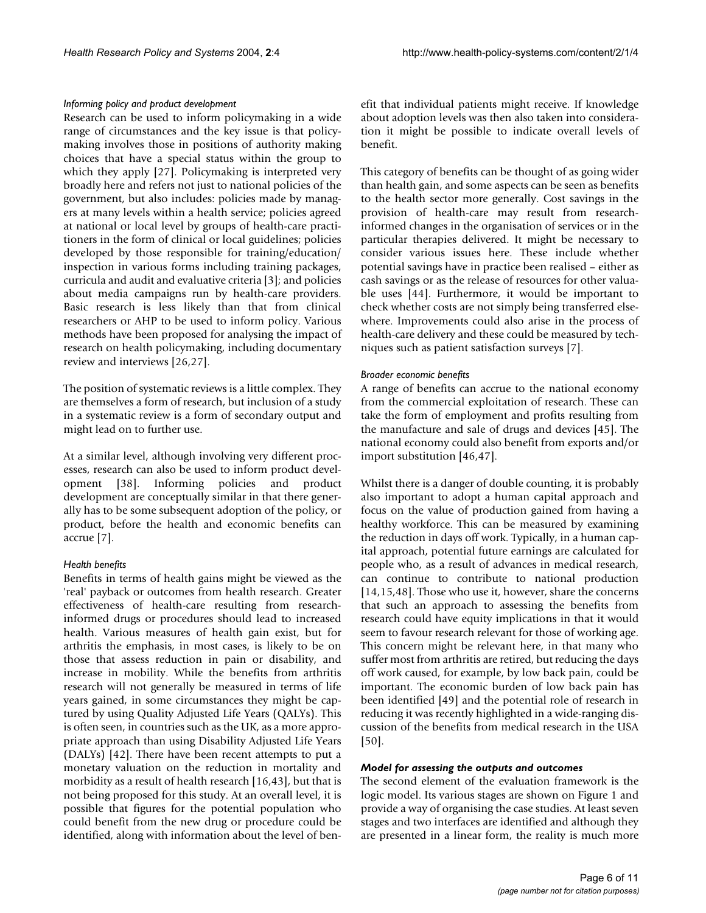*Informing policy and product development*

Research can be used to inform policymaking in a wide range of circumstances and the key issue is that policymaking involves those in positions of authority making choices that have a special status within the group to which they apply [27]. Policymaking is interpreted very broadly here and refers not just to national policies of the government, but also includes: policies made by managers at many levels within a health service; policies agreed at national or local level by groups of health-care practitioners in the form of clinical or local guidelines; policies developed by those responsible for training/education/inspection in various forms including training packages, curricula and audit and evaluative criteria [3]; and policies about media campaigns run by health-care providers. Basic research is less likely than that from clinical researchers or AHP to be used to inform policy. Various methods have been proposed for analysing the impact of research on health policymaking, including documentary review and interviews [26,27].

The position of systematic reviews is a little complex. They are themselves a form of research, but inclusion of a study in a systematic review is a form of secondary output and might lead on to further use.

At a similar level, although involving very different processes, research can also be used to inform product development [38]. Informing policies and product development are conceptually similar in that there generally has to be some subsequent adoption of the policy, or product, before the health and economic benefits can accrue [7].

*Health benefits*

Benefits in terms of health gains might be viewed as the 'real' payback or outcomes from health research. Greater effectiveness of health-care resulting from research-informed drugs or procedures should lead to increased health. Various measures of health gain exist, but for arthritis the emphasis, in most cases, is likely to be on those that assess reduction in pain or disability, and increase in mobility. While the benefits from arthritis research will not generally be measured in terms of life years gained, in some circumstances they might be captured by using Quality Adjusted Life Years (QALYs). This is often seen, in countries such as the UK, as a more appropriate approach than using Disability Adjusted Life Years (DALYs) [42]. There have been recent attempts to put a monetary valuation on the reduction in mortality and morbidity as a result of health research [16,43], but that is not being proposed for this study. At an overall level, it is possible that figures for the potential population who could benefit from the new drug or procedure could be identified, along with information about the level of benefit that individual patients might receive. If knowledge about adoption levels was then also taken into consideration it might be possible to indicate overall levels of benefit.

This category of benefits can be thought of as going wider than health gain, and some aspects can be seen as benefits to the health sector more generally. Cost savings in the provision of health-care may result from research-informed changes in the organisation of services or in the particular therapies delivered. It might be necessary to consider various issues here. These include whether potential savings have in practice been realised – either as cash savings or as the release of resources for other valuable uses [44]. Furthermore, it would be important to check whether costs are not simply being transferred elsewhere. Improvements could also arise in the process of health-care delivery and these could be measured by techniques such as patient satisfaction surveys [7].

*Broader economic benefits*

A range of benefits can accrue to the national economy from the commercial exploitation of research. These can take the form of employment and profits resulting from the manufacture and sale of drugs and devices [45]. The national economy could also benefit from exports and/or import substitution [46,47].

Whilst there is a danger of double counting, it is probably also important to adopt a human capital approach and focus on the value of production gained from having a healthy workforce. This can be measured by examining the reduction in days off work. Typically, in a human capital approach, potential future earnings are calculated for people who, as a result of advances in medical research, can continue to contribute to national production [14,15,48]. Those who use it, however, share the concerns that such an approach to assessing the benefits from research could have equity implications in that it would seem to favour research relevant for those of working age. This concern might be relevant here, in that many who suffer most from arthritis are retired, but reducing the days off work caused, for example, by low back pain, could be important. The economic burden of low back pain has been identified [49] and the potential role of research in reducing it was recently highlighted in a wide-ranging discussion of the benefits from medical research in the USA [50].

***Model for assessing the outputs and outcomes***

The second element of the evaluation framework is the logic model. Its various stages are shown on Figure 1 and provide a way of organising the case studies. At least seven stages and two interfaces are identified and although they are presented in a linear form, the reality is much more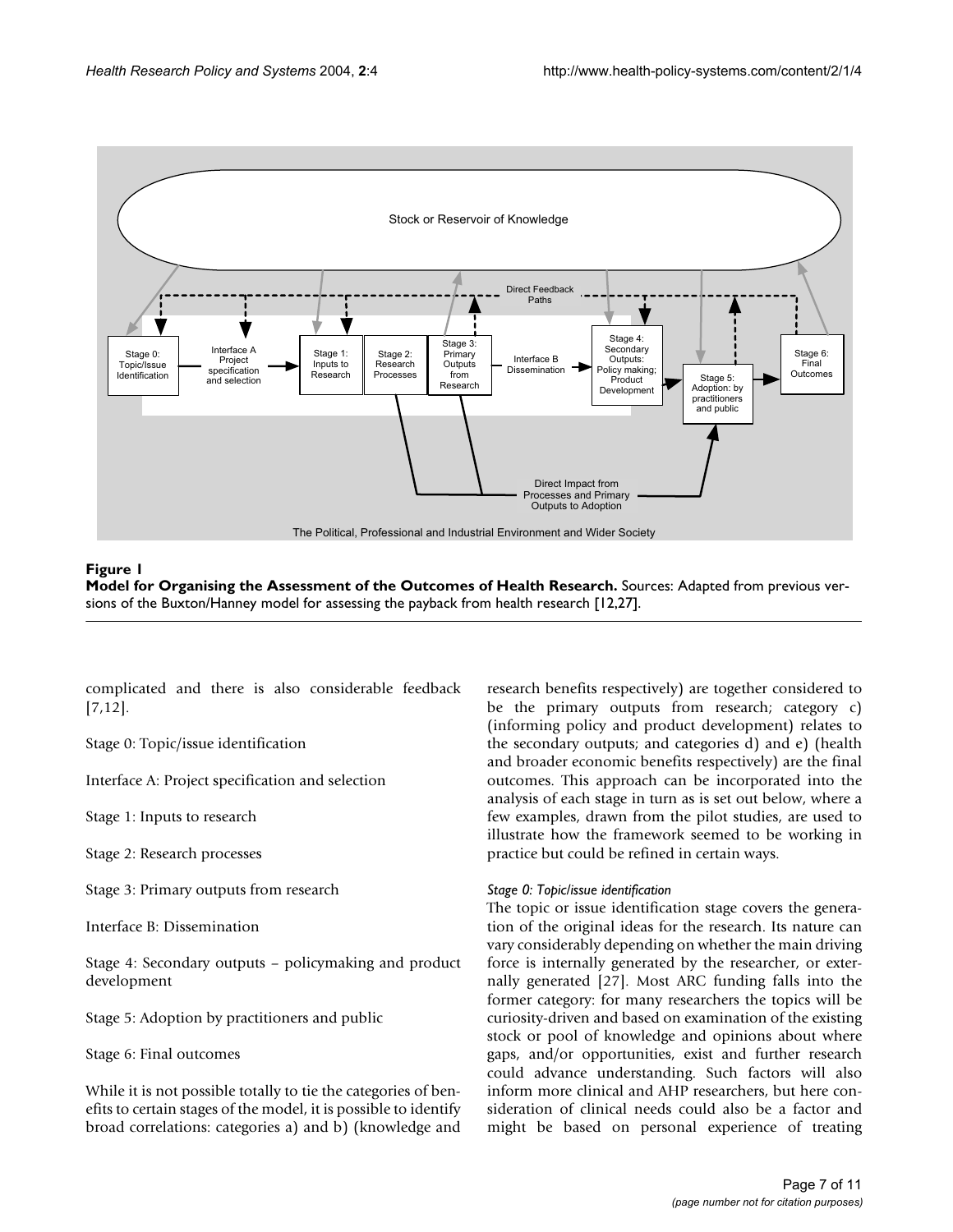Stock or Reservoir of Knowledge

Direct Feedback Paths

Stage 0: Topic/Issue Identification

Interface A Project specification and selection

Stage 1: Inputs to Research

Stage 2: Research Processes

Stage 3: Primary Outputs from Research

Interface B Dissemination

Stage 4: Secondary Outputs: Policy making; Product Development

Stage 5: Adoption: by practitioners and public

Stage 6: Final Outcomes

Direct Impact from Processes and Primary Outputs to Adoption

The Political, Professional and Industrial Environment and Wider Society

**Figure 1**
**Model for Organising the Assessment of the Outcomes of Health Research.** Sources: Adapted from previous versions of the Buxton/Hanney model for assessing the payback from health research [12,27].

complicated and there is also considerable feedback [7,12].

Stage 0: Topic/issue identification

Interface A: Project specification and selection

Stage 1: Inputs to research

Stage 2: Research processes

Stage 3: Primary outputs from research

Interface B: Dissemination

Stage 4: Secondary outputs – policymaking and product development

Stage 5: Adoption by practitioners and public

Stage 6: Final outcomes

While it is not possible totally to tie the categories of benefits to certain stages of the model, it is possible to identify broad correlations: categories a) and b) (knowledge and research benefits respectively) are together considered to be the primary outputs from research; category c) (informing policy and product development) relates to the secondary outputs; and categories d) and e) (health and broader economic benefits respectively) are the final outcomes. This approach can be incorporated into the analysis of each stage in turn as is set out below, where a few examples, drawn from the pilot studies, are used to illustrate how the framework seemed to be working in practice but could be refined in certain ways.

#### *Stage 0: Topic/issue identification*

The topic or issue identification stage covers the generation of the original ideas for the research. Its nature can vary considerably depending on whether the main driving force is internally generated by the researcher, or externally generated [27]. Most ARC funding falls into the former category: for many researchers the topics will be curiosity-driven and based on examination of the existing stock or pool of knowledge and opinions about where gaps, and/or opportunities, exist and further research could advance understanding. Such factors will also inform more clinical and AHP researchers, but here consideration of clinical needs could also be a factor and might be based on personal experience of treating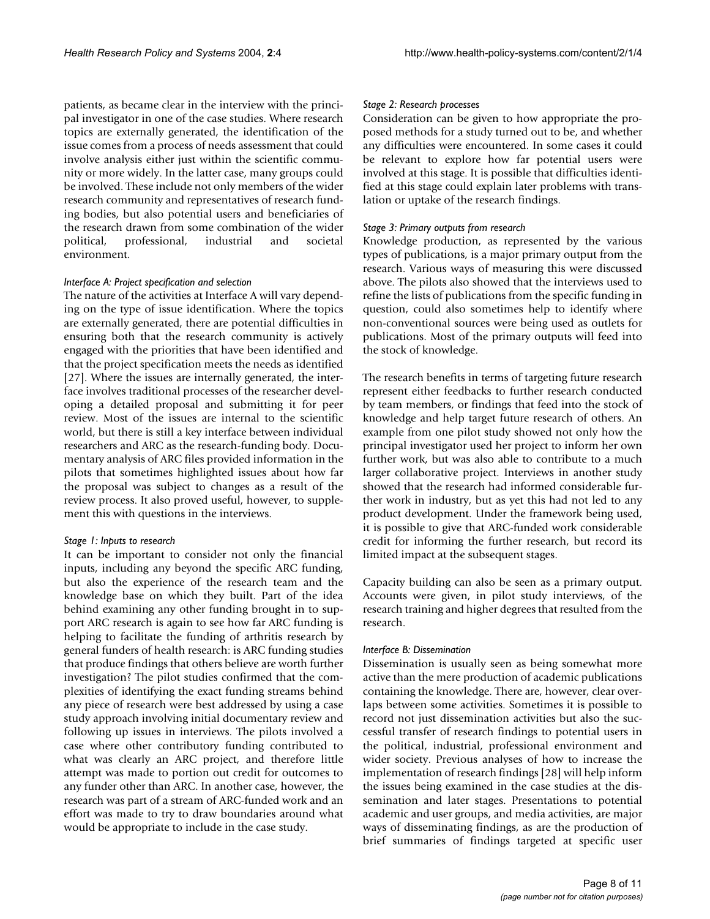patients, as became clear in the interview with the principal investigator in one of the case studies. Where research topics are externally generated, the identification of the issue comes from a process of needs assessment that could involve analysis either just within the scientific community or more widely. In the latter case, many groups could be involved. These include not only members of the wider research community and representatives of research funding bodies, but also potential users and beneficiaries of the research drawn from some combination of the wider political, professional, industrial and societal environment.

*Interface A: Project specification and selection*

The nature of the activities at Interface A will vary depending on the type of issue identification. Where the topics are externally generated, there are potential difficulties in ensuring both that the research community is actively engaged with the priorities that have been identified and that the project specification meets the needs as identified [27]. Where the issues are internally generated, the interface involves traditional processes of the researcher developing a detailed proposal and submitting it for peer review. Most of the issues are internal to the scientific world, but there is still a key interface between individual researchers and ARC as the research-funding body. Documentary analysis of ARC files provided information in the pilots that sometimes highlighted issues about how far the proposal was subject to changes as a result of the review process. It also proved useful, however, to supplement this with questions in the interviews.

*Stage 1: Inputs to research*

It can be important to consider not only the financial inputs, including any beyond the specific ARC funding, but also the experience of the research team and the knowledge base on which they built. Part of the idea behind examining any other funding brought in to support ARC research is again to see how far ARC funding is helping to facilitate the funding of arthritis research by general funders of health research: is ARC funding studies that produce findings that others believe are worth further investigation? The pilot studies confirmed that the complexities of identifying the exact funding streams behind any piece of research were best addressed by using a case study approach involving initial documentary review and following up issues in interviews. The pilots involved a case where other contributory funding contributed to what was clearly an ARC project, and therefore little attempt was made to portion out credit for outcomes to any funder other than ARC. In another case, however, the research was part of a stream of ARC-funded work and an effort was made to try to draw boundaries around what would be appropriate to include in the case study.

*Stage 2: Research processes*

Consideration can be given to how appropriate the proposed methods for a study turned out to be, and whether any difficulties were encountered. In some cases it could be relevant to explore how far potential users were involved at this stage. It is possible that difficulties identified at this stage could explain later problems with translation or uptake of the research findings.

*Stage 3: Primary outputs from research*

Knowledge production, as represented by the various types of publications, is a major primary output from the research. Various ways of measuring this were discussed above. The pilots also showed that the interviews used to refine the lists of publications from the specific funding in question, could also sometimes help to identify where non-conventional sources were being used as outlets for publications. Most of the primary outputs will feed into the stock of knowledge.

The research benefits in terms of targeting future research represent either feedbacks to further research conducted by team members, or findings that feed into the stock of knowledge and help target future research of others. An example from one pilot study showed not only how the principal investigator used her project to inform her own further work, but was also able to contribute to a much larger collaborative project. Interviews in another study showed that the research had informed considerable further work in industry, but as yet this had not led to any product development. Under the framework being used, it is possible to give that ARC-funded work considerable credit for informing the further research, but record its limited impact at the subsequent stages.

Capacity building can also be seen as a primary output. Accounts were given, in pilot study interviews, of the research training and higher degrees that resulted from the research.

*Interface B: Dissemination*

Dissemination is usually seen as being somewhat more active than the mere production of academic publications containing the knowledge. There are, however, clear overlaps between some activities. Sometimes it is possible to record not just dissemination activities but also the successful transfer of research findings to potential users in the political, industrial, professional environment and wider society. Previous analyses of how to increase the implementation of research findings [28] will help inform the issues being examined in the case studies at the dissemination and later stages. Presentations to potential academic and user groups, and media activities, are major ways of disseminating findings, as are the production of brief summaries of findings targeted at specific user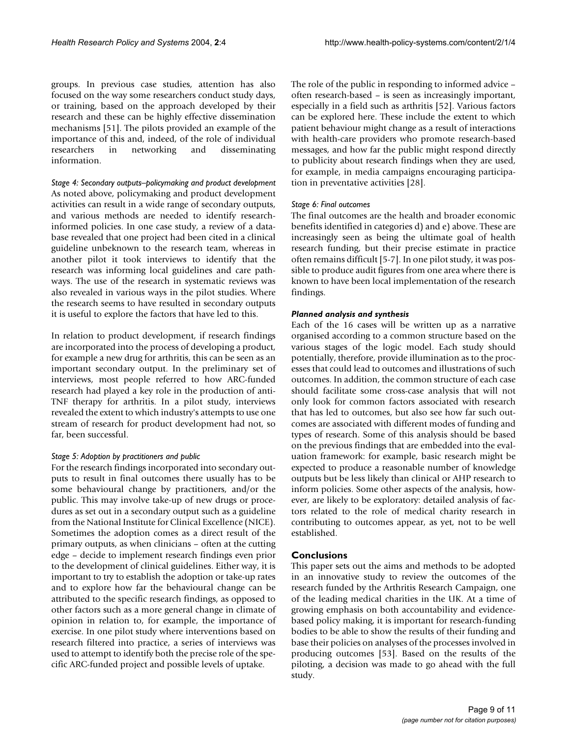groups. In previous case studies, attention has also focused on the way some researchers conduct study days, or training, based on the approach developed by their research and these can be highly effective dissemination mechanisms [51]. The pilots provided an example of the importance of this and, indeed, of the role of individual researchers in networking and disseminating information.

*Stage 4: Secondary outputs–policymaking and product development*

As noted above, policymaking and product development activities can result in a wide range of secondary outputs, and various methods are needed to identify research-informed policies. In one case study, a review of a database revealed that one project had been cited in a clinical guideline unbeknown to the research team, whereas in another pilot it took interviews to identify that the research was informing local guidelines and care pathways. The use of the research in systematic reviews was also revealed in various ways in the pilot studies. Where the research seems to have resulted in secondary outputs it is useful to explore the factors that have led to this.

In relation to product development, if research findings are incorporated into the process of developing a product, for example a new drug for arthritis, this can be seen as an important secondary output. In the preliminary set of interviews, most people referred to how ARC-funded research had played a key role in the production of anti-TNF therapy for arthritis. In a pilot study, interviews revealed the extent to which industry's attempts to use one stream of research for product development had not, so far, been successful.

*Stage 5: Adoption by practitioners and public*

For the research findings incorporated into secondary outputs to result in final outcomes there usually has to be some behavioural change by practitioners, and/or the public. This may involve take-up of new drugs or procedures as set out in a secondary output such as a guideline from the National Institute for Clinical Excellence (NICE). Sometimes the adoption comes as a direct result of the primary outputs, as when clinicians – often at the cutting edge – decide to implement research findings even prior to the development of clinical guidelines. Either way, it is important to try to establish the adoption or take-up rates and to explore how far the behavioural change can be attributed to the specific research findings, as opposed to other factors such as a more general change in climate of opinion in relation to, for example, the importance of exercise. In one pilot study where interventions based on research filtered into practice, a series of interviews was used to attempt to identify both the precise role of the specific ARC-funded project and possible levels of uptake.

The role of the public in responding to informed advice – often research-based – is seen as increasingly important, especially in a field such as arthritis [52]. Various factors can be explored here. These include the extent to which patient behaviour might change as a result of interactions with health-care providers who promote research-based messages, and how far the public might respond directly to publicity about research findings when they are used, for example, in media campaigns encouraging participation in preventative activities [28].

*Stage 6: Final outcomes*

The final outcomes are the health and broader economic benefits identified in categories d) and e) above. These are increasingly seen as being the ultimate goal of health research funding, but their precise estimate in practice often remains difficult [5-7]. In one pilot study, it was possible to produce audit figures from one area where there is known to have been local implementation of the research findings.

### *Planned analysis and synthesis*

Each of the 16 cases will be written up as a narrative organised according to a common structure based on the various stages of the logic model. Each study should potentially, therefore, provide illumination as to the processes that could lead to outcomes and illustrations of such outcomes. In addition, the common structure of each case should facilitate some cross-case analysis that will not only look for common factors associated with research that has led to outcomes, but also see how far such outcomes are associated with different modes of funding and types of research. Some of this analysis should be based on the previous findings that are embedded into the evaluation framework: for example, basic research might be expected to produce a reasonable number of knowledge outputs but be less likely than clinical or AHP research to inform policies. Some other aspects of the analysis, however, are likely to be exploratory: detailed analysis of factors related to the role of medical charity research in contributing to outcomes appear, as yet, not to be well established.

## Conclusions

This paper sets out the aims and methods to be adopted in an innovative study to review the outcomes of the research funded by the Arthritis Research Campaign, one of the leading medical charities in the UK. At a time of growing emphasis on both accountability and evidence-based policy making, it is important for research-funding bodies to be able to show the results of their funding and base their policies on analyses of the processes involved in producing outcomes [53]. Based on the results of the piloting, a decision was made to go ahead with the full study.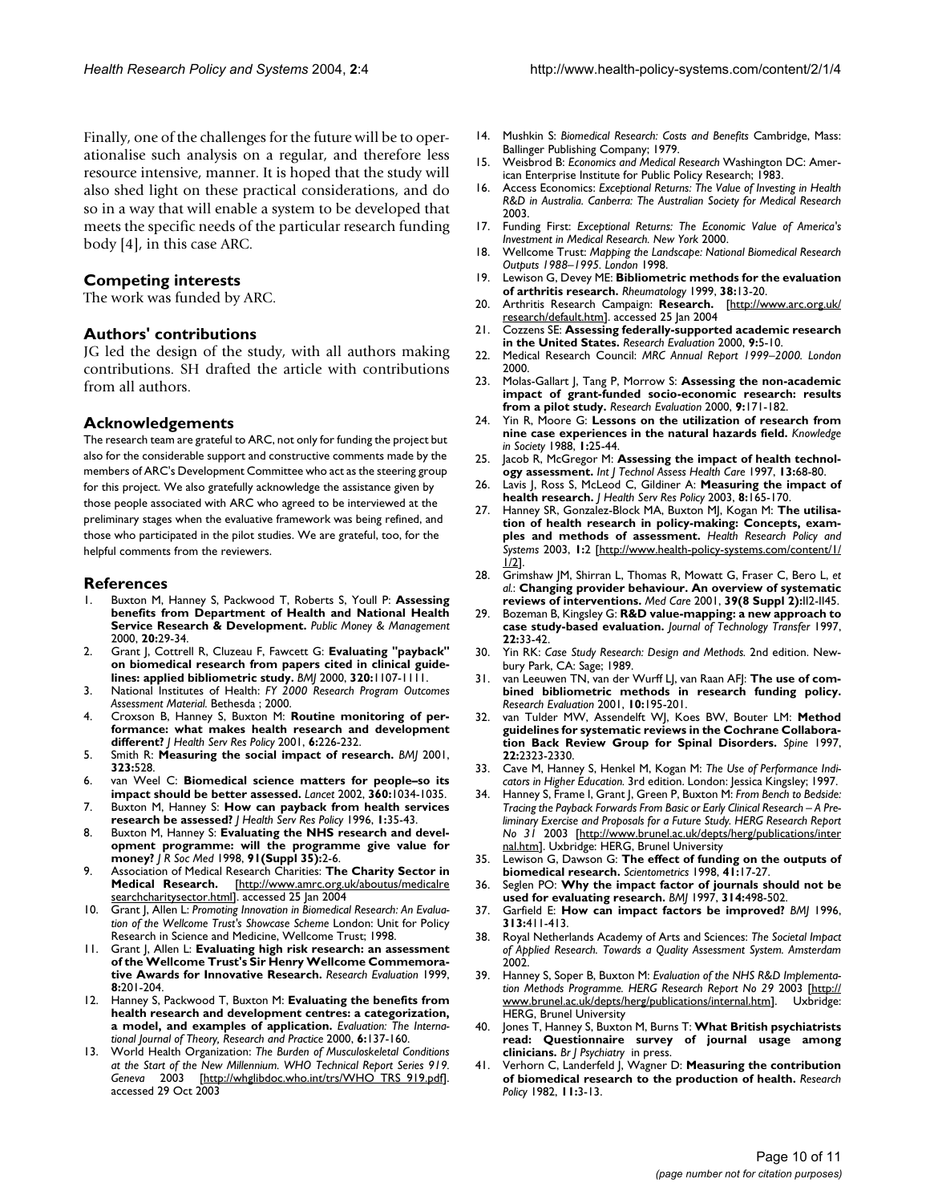Finally, one of the challenges for the future will be to operationalise such analysis on a regular, and therefore less resource intensive, manner. It is hoped that the study will also shed light on these practical considerations, and do so in a way that will enable a system to be developed that meets the specific needs of the particular research funding body [4], in this case ARC.

## Competing interests

The work was funded by ARC.

## Authors' contributions

JG led the design of the study, with all authors making contributions. SH drafted the article with contributions from all authors.

## Acknowledgements

The research team are grateful to ARC, not only for funding the project but also for the considerable support and constructive comments made by the members of ARC's Development Committee who act as the steering group for this project. We also gratefully acknowledge the assistance given by those people associated with ARC who agreed to be interviewed at the preliminary stages when the evaluative framework was being refined, and those who participated in the pilot studies. We are grateful, too, for the helpful comments from the reviewers.

## References

1. Buxton M, Hanney S, Packwood T, Roberts S, Youll P: **Assessing benefits from Department of Health and National Health Service Research & Development.** *Public Money & Management* 2000, **20:**29-34.
2. Grant J, Cottrell R, Cluzeau F, Fawcett G: **Evaluating "payback" on biomedical research from papers cited in clinical guidelines: applied bibliometric study.** *BMJ* 2000, **320:**1107-1111.
3. National Institutes of Health: *FY 2000 Research Program Outcomes Assessment Material.* Bethesda ; 2000.
4. Croxson B, Hanney S, Buxton M: **Routine monitoring of performance: what makes health research and development different?** *J Health Serv Res Policy* 2001, **6:**226-232.
5. Smith R: **Measuring the social impact of research.** *BMJ* 2001, **323:**528.
6. van Weel C: **Biomedical science matters for people–so its impact should be better assessed.** *Lancet* 2002, **360:**1034-1035.
7. Buxton M, Hanney S: **How can payback from health services research be assessed?** *J Health Serv Res Policy* 1996, **1:**35-43.
8. Buxton M, Hanney S: **Evaluating the NHS research and development programme: will the programme give value for money?** *J R Soc Med* 1998, **91(Suppl 35):**2-6.
9. Association of Medical Research Charities: **The Charity Sector in Medical Research.** [http://www.amrc.org.uk/aboutus/medicalresearchcharitysector.html]. accessed 25 Jan 2004
10. Grant J, Allen L: *Promoting Innovation in Biomedical Research: An Evaluation of the Wellcome Trust's Showcase Scheme* London: Unit for Policy Research in Science and Medicine, Wellcome Trust; 1998.
11. Grant J, Allen L: **Evaluating high risk research: an assessment of the Wellcome Trust's Sir Henry Wellcome Commemorative Awards for Innovative Research.** *Research Evaluation* 1999, **8:**201-204.
12. Hanney S, Packwood T, Buxton M: **Evaluating the benefits from health research and development centres: a categorization, a model, and examples of application.** *Evaluation: The International Journal of Theory, Research and Practice* 2000, **6:**137-160.
13. World Health Organization: *The Burden of Musculoskeletal Conditions at the Start of the New Millennium. WHO Technical Report Series 919. Geneva* 2003 [http://whqlibdoc.who.int/trs/WHO_TRS_919.pdf]. accessed 29 Oct 2003
14. Mushkin S: *Biomedical Research: Costs and Benefits* Cambridge, Mass: Ballinger Publishing Company; 1979.
15. Weisbrod B: *Economics and Medical Research* Washington DC: American Enterprise Institute for Public Policy Research; 1983.
16. Access Economics: *Exceptional Returns: The Value of Investing in Health R&D in Australia. Canberra: The Australian Society for Medical Research* 2003.
17. Funding First: *Exceptional Returns: The Economic Value of America's Investment in Medical Research. New York* 2000.
18. Wellcome Trust: *Mapping the Landscape: National Biomedical Research Outputs 1988–1995. London* 1998.
19. Lewison G, Devey ME: **Bibliometric methods for the evaluation of arthritis research.** *Rheumatology* 1999, **38:**13-20.
20. Arthritis Research Campaign: **Research.** [http://www.arc.org.uk/research/default.htm]. accessed 25 Jan 2004
21. Cozzens SE: **Assessing federally-supported academic research in the United States.** *Research Evaluation* 2000, **9:**5-10.
22. Medical Research Council: *MRC Annual Report 1999–2000. London* 2000.
23. Molas-Gallart J, Tang P, Morrow S: **Assessing the non-academic impact of grant-funded socio-economic research: results from a pilot study.** *Research Evaluation* 2000, **9:**171-182.
24. Yin R, Moore G: **Lessons on the utilization of research from nine case experiences in the natural hazards field.** *Knowledge in Society* 1988, **1:**25-44.
25. Jacob R, McGregor M: **Assessing the impact of health technology assessment.** *Int J Technol Assess Health Care* 1997, **13:**68-80.
26. Lavis J, Ross S, McLeod C, Gildiner A: **Measuring the impact of health research.** *J Health Serv Res Policy* 2003, **8:**165-170.
27. Hanney SR, Gonzalez-Block MA, Buxton MJ, Kogan M: **The utilisation of health research in policy-making: Concepts, examples and methods of assessment.** *Health Research Policy and Systems* 2003, **1:**2 [http://www.health-policy-systems.com/content/1/1/2].
28. Grimshaw JM, Shirran L, Thomas R, Mowatt G, Fraser C, Bero L, *et al.*: **Changing provider behaviour. An overview of systematic reviews of interventions.** *Med Care* 2001, **39(8 Suppl 2):**II2-II45.
29. Bozeman B, Kingsley G: **R&D value-mapping: a new approach to case study-based evaluation.** *Journal of Technology Transfer* 1997, **22:**33-42.
30. Yin RK: *Case Study Research: Design and Methods.* 2nd edition. Newbury Park, CA: Sage; 1989.
31. van Leeuwen TN, van der Wurff LJ, van Raan AFJ: **The use of combined bibliometric methods in research funding policy.** *Research Evaluation* 2001, **10:**195-201.
32. van Tulder MW, Assendelft WJ, Koes BW, Bouter LM: **Method guidelines for systematic reviews in the Cochrane Collaboration Back Review Group for Spinal Disorders.** *Spine* 1997, **22:**2323-2330.
33. Cave M, Hanney S, Henkel M, Kogan M: *The Use of Performance Indicators in Higher Education.* 3rd edition. London: Jessica Kingsley; 1997.
34. Hanney S, Frame I, Grant J, Green P, Buxton M: *From Bench to Bedside: Tracing the Payback Forwards From Basic or Early Clinical Research – A Preliminary Exercise and Proposals for a Future Study. HERG Research Report No 31* 2003 [http://www.brunel.ac.uk/depts/herg/publications/internal.htm]. Uxbridge: HERG, Brunel University
35. Lewison G, Dawson G: **The effect of funding on the outputs of biomedical research.** *Scientometrics* 1998, **41:**17-27.
36. Seglen PO: **Why the impact factor of journals should not be used for evaluating research.** *BMJ* 1997, **314:**498-502.
37. Garfield E: **How can impact factors be improved?** *BMJ* 1996, **313:**411-413.
38. Royal Netherlands Academy of Arts and Sciences: *The Societal Impact of Applied Research. Towards a Quality Assessment System. Amsterdam* 2002.
39. Hanney S, Soper B, Buxton M: *Evaluation of the NHS R&D Implementation Methods Programme. HERG Research Report No 29* 2003 [http://www.brunel.ac.uk/depts/herg/publications/internal.htm]. Uxbridge: HERG, Brunel University
40. Jones T, Hanney S, Buxton M, Burns T: **What British psychiatrists read: Questionnaire survey of journal usage among clinicians.** *Br J Psychiatry* in press.
41. Verhorn C, Landerfeld J, Wagner D: **Measuring the contribution of biomedical research to the production of health.** *Research Policy* 1982, **11:**3-13.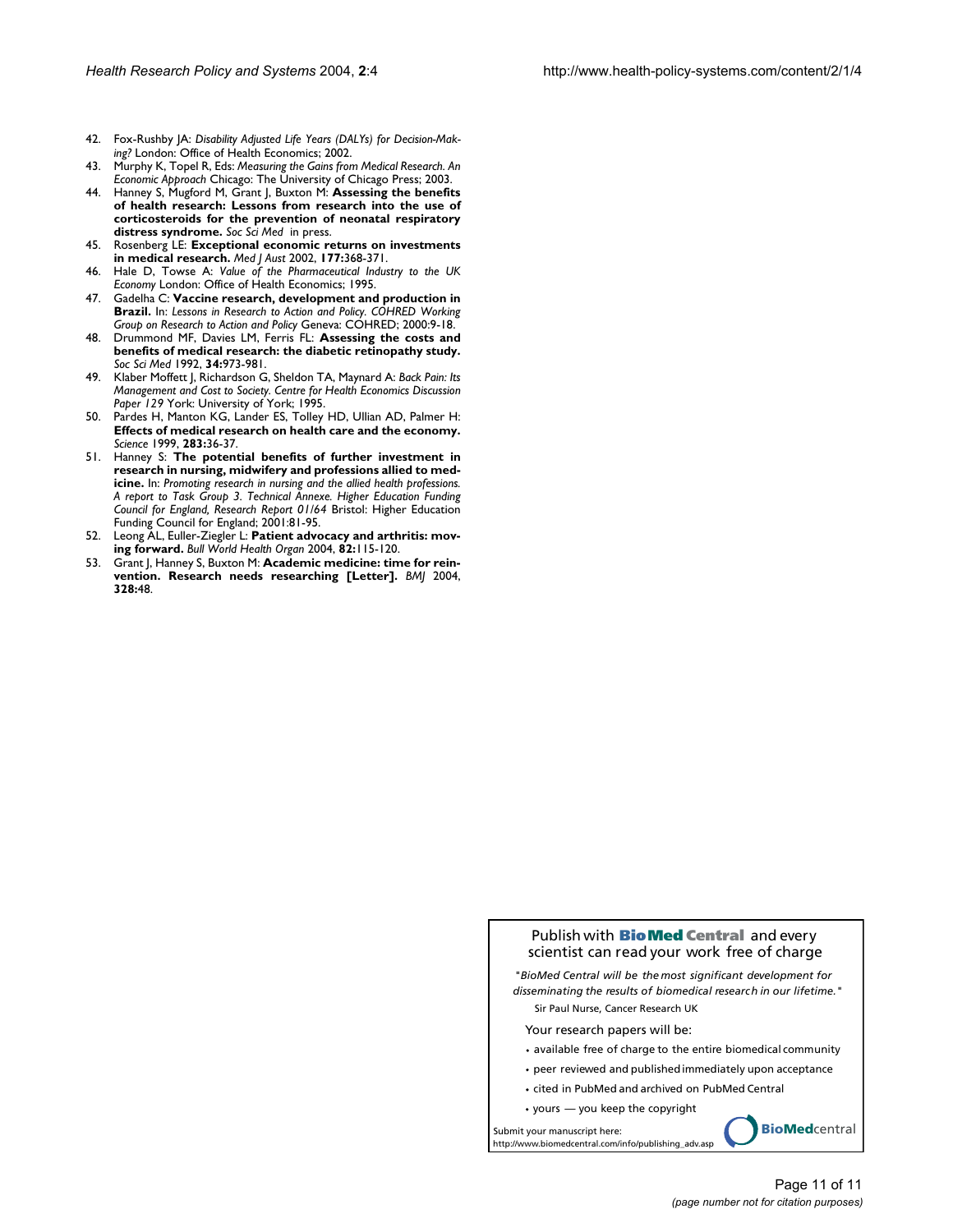42. Fox-Rushby JA: *Disability Adjusted Life Years (DALYs) for Decision-Making?* London: Office of Health Economics; 2002.
43. Murphy K, Topel R, Eds: *Measuring the Gains from Medical Research. An Economic Approach* Chicago: The University of Chicago Press; 2003.
44. Hanney S, Mugford M, Grant J, Buxton M: **Assessing the benefits of health research: Lessons from research into the use of corticosteroids for the prevention of neonatal respiratory distress syndrome.** *Soc Sci Med* in press.
45. Rosenberg LE: **Exceptional economic returns on investments in medical research.** *Med J Aust* 2002, **177:**368-371.
46. Hale D, Towse A: *Value of the Pharmaceutical Industry to the UK Economy* London: Office of Health Economics; 1995.
47. Gadelha C: **Vaccine research, development and production in Brazil.** In: *Lessons in Research to Action and Policy. COHRED Working Group on Research to Action and Policy* Geneva: COHRED; 2000:9-18.
48. Drummond MF, Davies LM, Ferris FL: **Assessing the costs and benefits of medical research: the diabetic retinopathy study.** *Soc Sci Med* 1992, **34:**973-981.
49. Klaber Moffett J, Richardson G, Sheldon TA, Maynard A: *Back Pain: Its Management and Cost to Society. Centre for Health Economics Discussion Paper 129* York: University of York; 1995.
50. Pardes H, Manton KG, Lander ES, Tolley HD, Ullian AD, Palmer H: **Effects of medical research on health care and the economy.** *Science* 1999, **283:**36-37.
51. Hanney S: **The potential benefits of further investment in research in nursing, midwifery and professions allied to medicine.** In: *Promoting research in nursing and the allied health professions. A report to Task Group 3. Technical Annexe. Higher Education Funding Council for England, Research Report 01/64* Bristol: Higher Education Funding Council for England; 2001:81-95.
52. Leong AL, Euller-Ziegler L: **Patient advocacy and arthritis: moving forward.** *Bull World Health Organ* 2004, **82:**115-120.
53. Grant J, Hanney S, Buxton M: **Academic medicine: time for reinvention. Research needs researching [Letter].** *BMJ* 2004, **328:**48.

Publish with **BioMed Central** and every scientist can read your work free of charge

*"BioMed Central will be the most significant development for disseminating the results of biomedical research in our lifetime."*

Sir Paul Nurse, Cancer Research UK

Your research papers will be:

- available free of charge to the entire biomedical community
- peer reviewed and published immediately upon acceptance
- cited in PubMed and archived on PubMed Central
- yours — you keep the copyright

Submit your manuscript here:
http://www.biomedcentral.com/info/publishing_adv.asp

BioMedcentral